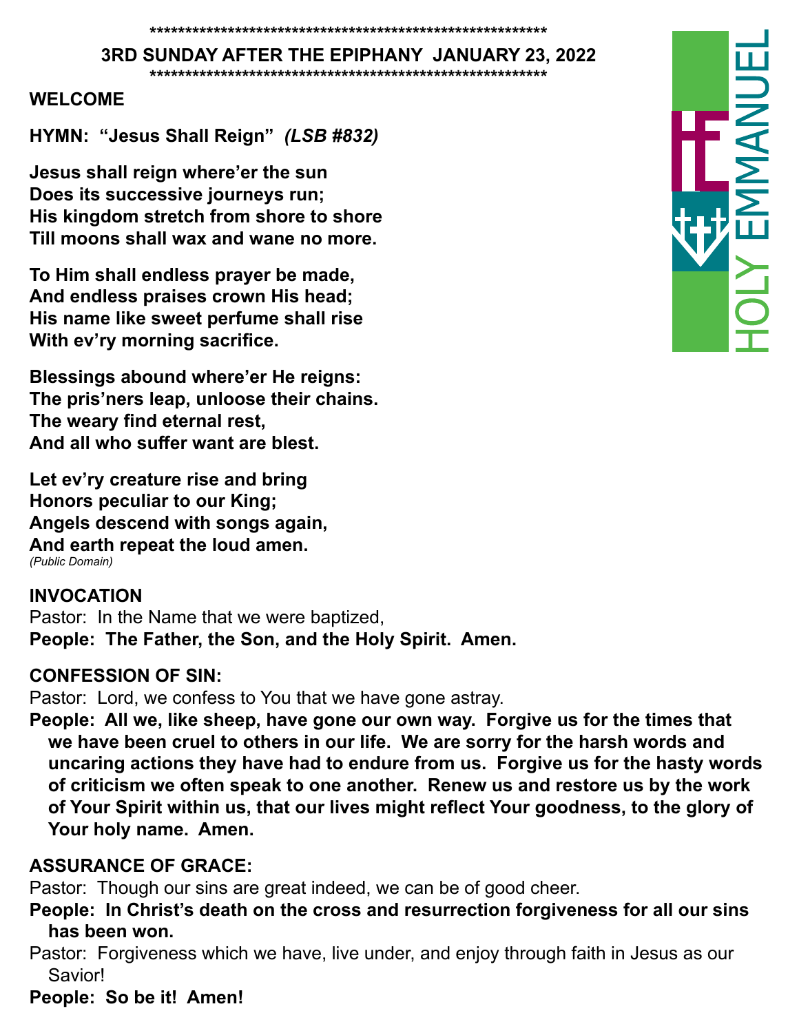**********************************************************

## 3RD SUNDAY AFTER THE EPIPHANY JANUARY 23, 2022

**********************************************************

HOLY EMMANUEL

### WELCOME

### HYMN: "Jesus Shall Reign" *(LSB #832)*

**Jesus shall reign where'er the sun**
**Does its successive journeys run;**
**His kingdom stretch from shore to shore**
**Till moons shall wax and wane no more.**

**To Him shall endless prayer be made,**
**And endless praises crown His head;**
**His name like sweet perfume shall rise**
**With ev'ry morning sacrifice.**

**Blessings abound where'er He reigns:**
**The pris'ners leap, unloose their chains.**
**The weary find eternal rest,**
**And all who suffer want are blest.**

**Let ev'ry creature rise and bring**
**Honors peculiar to our King;**
**Angels descend with songs again,**
**And earth repeat the loud amen.**
*(Public Domain)*

### INVOCATION

Pastor: In the Name that we were baptized,
**People: The Father, the Son, and the Holy Spirit. Amen.**

### CONFESSION OF SIN:

Pastor: Lord, we confess to You that we have gone astray.
**People: All we, like sheep, have gone our own way. Forgive us for the times that we have been cruel to others in our life. We are sorry for the harsh words and uncaring actions they have had to endure from us. Forgive us for the hasty words of criticism we often speak to one another. Renew us and restore us by the work of Your Spirit within us, that our lives might reflect Your goodness, to the glory of Your holy name. Amen.**

### ASSURANCE OF GRACE:

Pastor: Though our sins are great indeed, we can be of good cheer.
**People: In Christ's death on the cross and resurrection forgiveness for all our sins has been won.**
Pastor: Forgiveness which we have, live under, and enjoy through faith in Jesus as our Savior!
**People: So be it! Amen!**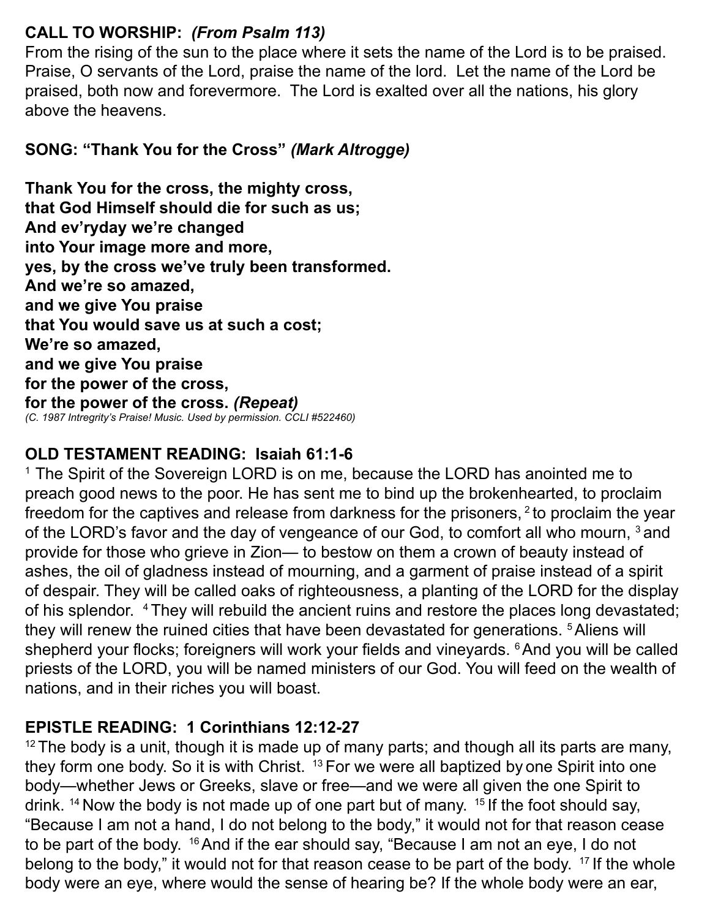**CALL TO WORSHIP:** ***(From Psalm 113)***
From the rising of the sun to the place where it sets the name of the Lord is to be praised. Praise, O servants of the Lord, praise the name of the lord. Let the name of the Lord be praised, both now and forevermore. The Lord is exalted over all the nations, his glory above the heavens.

**SONG: "Thank You for the Cross"** ***(Mark Altrogge)***

**Thank You for the cross, the mighty cross,**
**that God Himself should die for such as us;**
**And ev'ryday we're changed**
**into Your image more and more,**
**yes, by the cross we've truly been transformed.**
**And we're so amazed,**
**and we give You praise**
**that You would save us at such a cost;**
**We're so amazed,**
**and we give You praise**
**for the power of the cross,**
**for the power of the cross.** ***(Repeat)***
*(C. 1987 Intregrity's Praise! Music. Used by permission. CCLI #522460)*

**OLD TESTAMENT READING: Isaiah 61:1-6**
[1] The Spirit of the Sovereign LORD is on me, because the LORD has anointed me to preach good news to the poor. He has sent me to bind up the brokenhearted, to proclaim freedom for the captives and release from darkness for the prisoners, [2] to proclaim the year of the LORD's favor and the day of vengeance of our God, to comfort all who mourn, [3] and provide for those who grieve in Zion— to bestow on them a crown of beauty instead of ashes, the oil of gladness instead of mourning, and a garment of praise instead of a spirit of despair. They will be called oaks of righteousness, a planting of the LORD for the display of his splendor. [4] They will rebuild the ancient ruins and restore the places long devastated; they will renew the ruined cities that have been devastated for generations. [5] Aliens will shepherd your flocks; foreigners will work your fields and vineyards. [6] And you will be called priests of the LORD, you will be named ministers of our God. You will feed on the wealth of nations, and in their riches you will boast.

**EPISTLE READING: 1 Corinthians 12:12-27**
[12] The body is a unit, though it is made up of many parts; and though all its parts are many, they form one body. So it is with Christ. [13] For we were all baptized by one Spirit into one body—whether Jews or Greeks, slave or free—and we were all given the one Spirit to drink. [14] Now the body is not made up of one part but of many. [15] If the foot should say, "Because I am not a hand, I do not belong to the body," it would not for that reason cease to be part of the body. [16] And if the ear should say, "Because I am not an eye, I do not belong to the body," it would not for that reason cease to be part of the body. [17] If the whole body were an eye, where would the sense of hearing be? If the whole body were an ear,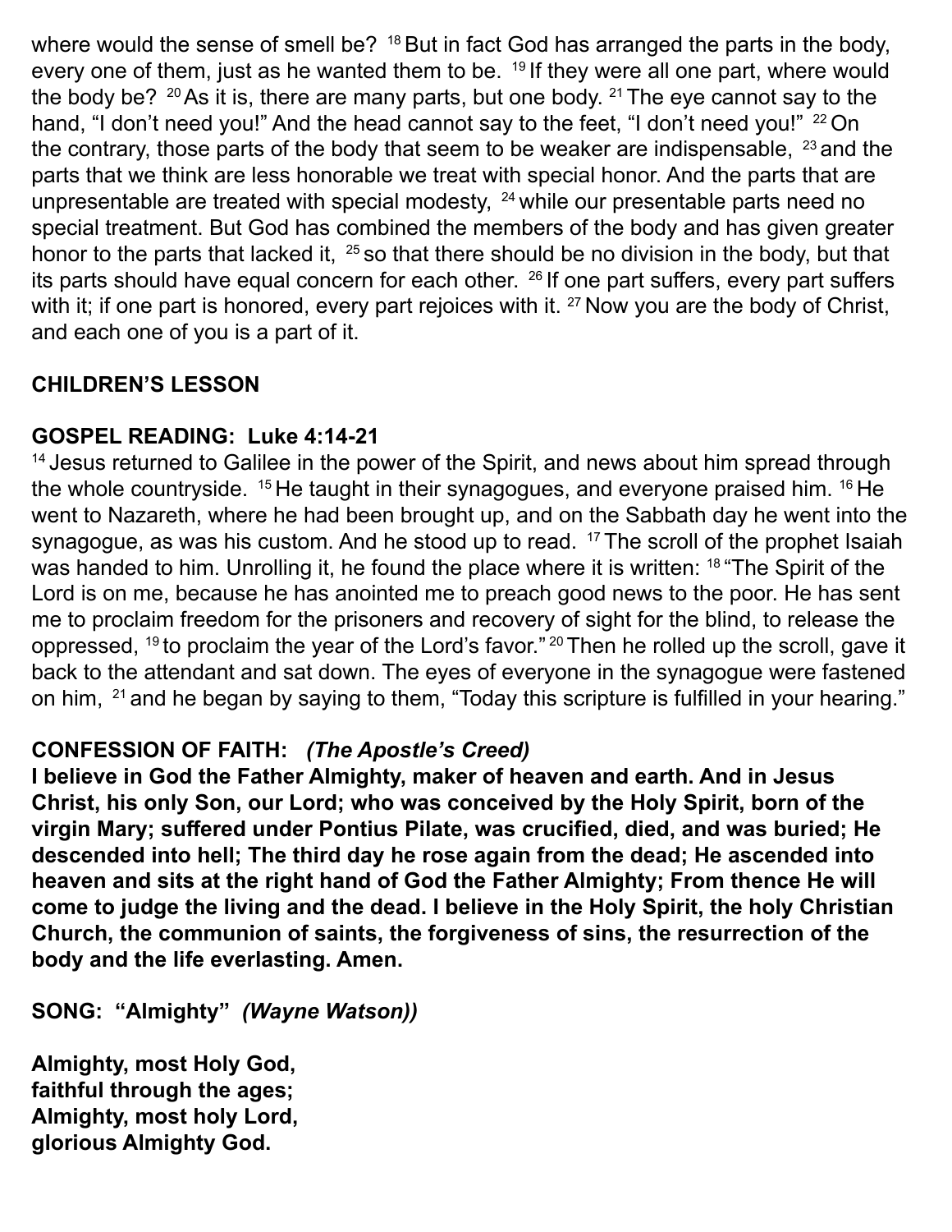where would the sense of smell be? [18] But in fact God has arranged the parts in the body, every one of them, just as he wanted them to be. [19] If they were all one part, where would the body be? [20] As it is, there are many parts, but one body. [21] The eye cannot say to the hand, "I don't need you!" And the head cannot say to the feet, "I don't need you!" [22] On the contrary, those parts of the body that seem to be weaker are indispensable, [23] and the parts that we think are less honorable we treat with special honor. And the parts that are unpresentable are treated with special modesty, [24] while our presentable parts need no special treatment. But God has combined the members of the body and has given greater honor to the parts that lacked it, [25] so that there should be no division in the body, but that its parts should have equal concern for each other. [26] If one part suffers, every part suffers with it; if one part is honored, every part rejoices with it. [27] Now you are the body of Christ, and each one of you is a part of it.

**CHILDREN'S LESSON**

**GOSPEL READING: Luke 4:14-21**

[14] Jesus returned to Galilee in the power of the Spirit, and news about him spread through the whole countryside. [15] He taught in their synagogues, and everyone praised him. [16] He went to Nazareth, where he had been brought up, and on the Sabbath day he went into the synagogue, as was his custom. And he stood up to read. [17] The scroll of the prophet Isaiah was handed to him. Unrolling it, he found the place where it is written: [18] "The Spirit of the Lord is on me, because he has anointed me to preach good news to the poor. He has sent me to proclaim freedom for the prisoners and recovery of sight for the blind, to release the oppressed, [19] to proclaim the year of the Lord's favor." [20] Then he rolled up the scroll, gave it back to the attendant and sat down. The eyes of everyone in the synagogue were fastened on him, [21] and he began by saying to them, "Today this scripture is fulfilled in your hearing."

**CONFESSION OF FAITH:** ***(The Apostle's Creed)***

**I believe in God the Father Almighty, maker of heaven and earth. And in Jesus Christ, his only Son, our Lord; who was conceived by the Holy Spirit, born of the virgin Mary; suffered under Pontius Pilate, was crucified, died, and was buried; He descended into hell; The third day he rose again from the dead; He ascended into heaven and sits at the right hand of God the Father Almighty; From thence He will come to judge the living and the dead. I believe in the Holy Spirit, the holy Christian Church, the communion of saints, the forgiveness of sins, the resurrection of the body and the life everlasting. Amen.**

**SONG: "Almighty"** ***(Wayne Watson))***

**Almighty, most Holy God,
faithful through the ages;
Almighty, most holy Lord,
glorious Almighty God.**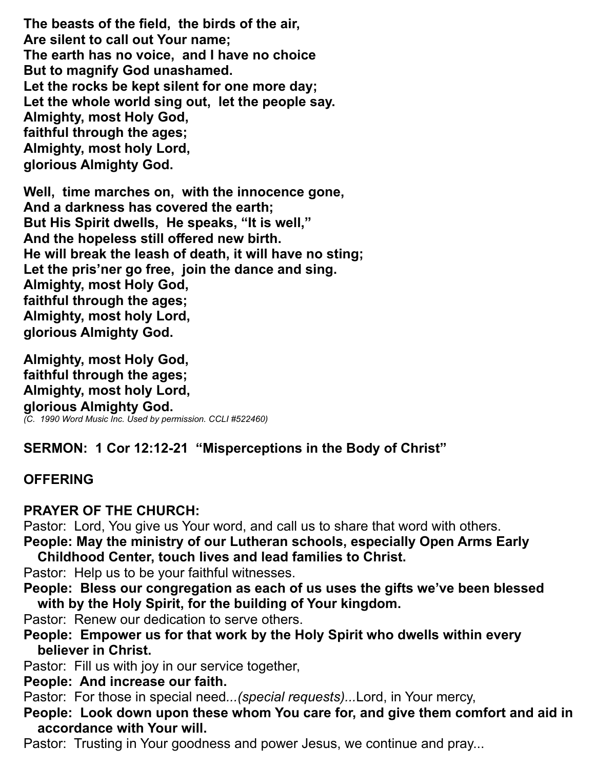**The beasts of the field, the birds of the air,**
**Are silent to call out Your name;**
**The earth has no voice, and I have no choice**
**But to magnify God unashamed.**
**Let the rocks be kept silent for one more day;**
**Let the whole world sing out, let the people say.**
**Almighty, most Holy God,**
**faithful through the ages;**
**Almighty, most holy Lord,**
**glorious Almighty God.**

**Well, time marches on, with the innocence gone,**
**And a darkness has covered the earth;**
**But His Spirit dwells, He speaks, "It is well,"**
**And the hopeless still offered new birth.**
**He will break the leash of death, it will have no sting;**
**Let the pris'ner go free, join the dance and sing.**
**Almighty, most Holy God,**
**faithful through the ages;**
**Almighty, most holy Lord,**
**glorious Almighty God.**

**Almighty, most Holy God,**
**faithful through the ages;**
**Almighty, most holy Lord,**
**glorious Almighty God.**
*(C. 1990 Word Music Inc. Used by permission. CCLI #522460)*

**SERMON: 1 Cor 12:12-21 "Misperceptions in the Body of Christ"**

**OFFERING**

**PRAYER OF THE CHURCH:**

Pastor: Lord, You give us Your word, and call us to share that word with others.
**People: May the ministry of our Lutheran schools, especially Open Arms Early Childhood Center, touch lives and lead families to Christ.**
Pastor: Help us to be your faithful witnesses.
**People: Bless our congregation as each of us uses the gifts we've been blessed with by the Holy Spirit, for the building of Your kingdom.**
Pastor: Renew our dedication to serve others.
**People: Empower us for that work by the Holy Spirit who dwells within every believer in Christ.**
Pastor: Fill us with joy in our service together,
**People: And increase our faith.**
Pastor: For those in special need*...(special requests)...*Lord, in Your mercy,
**People: Look down upon these whom You care for, and give them comfort and aid in accordance with Your will.**
Pastor: Trusting in Your goodness and power Jesus, we continue and pray...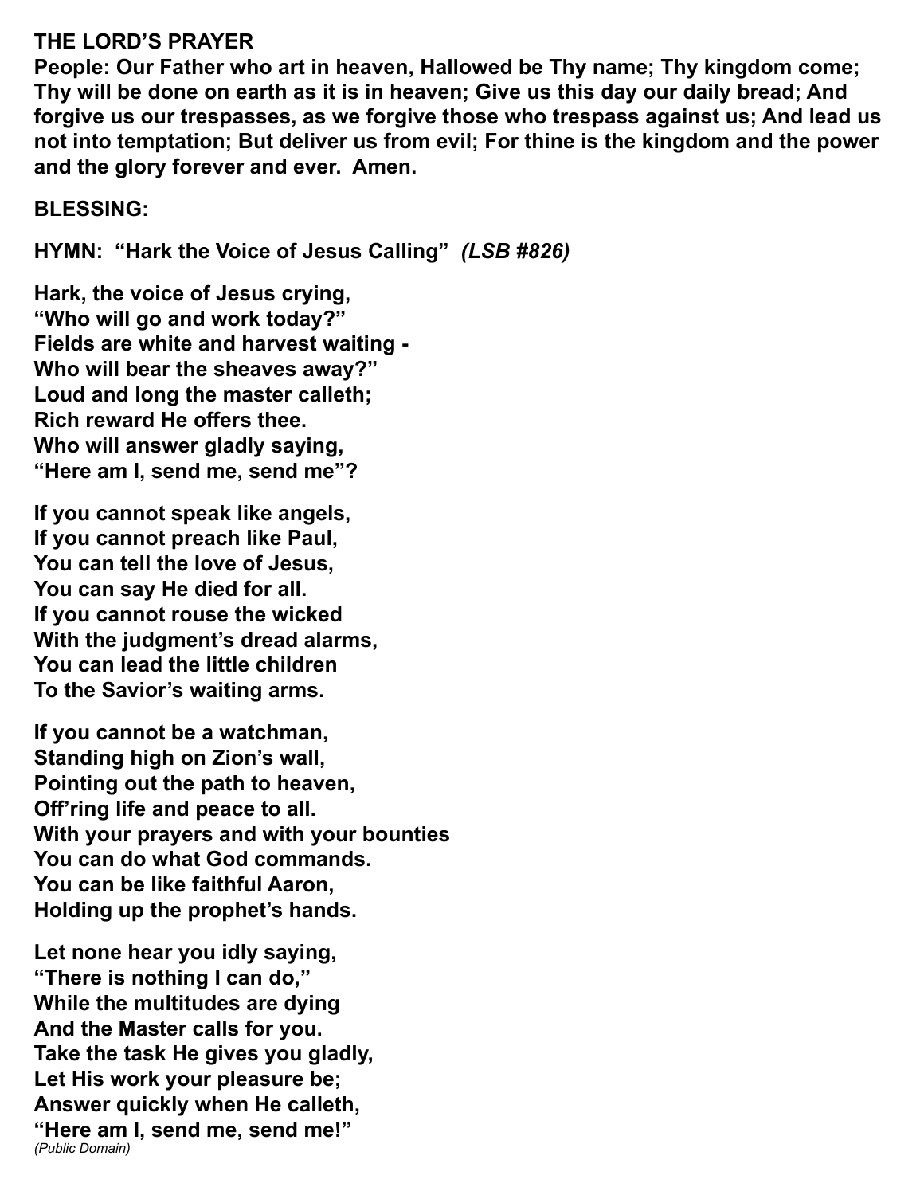**THE LORD'S PRAYER**

**People: Our Father who art in heaven, Hallowed be Thy name; Thy kingdom come; Thy will be done on earth as it is in heaven; Give us this day our daily bread; And forgive us our trespasses, as we forgive those who trespass against us; And lead us not into temptation; But deliver us from evil; For thine is the kingdom and the power and the glory forever and ever. Amen.**

**BLESSING:**

**HYMN: "Hark the Voice of Jesus Calling"** ***(LSB #826)***

**Hark, the voice of Jesus crying,**
**"Who will go and work today?"**
**Fields are white and harvest waiting -**
**Who will bear the sheaves away?"**
**Loud and long the master calleth;**
**Rich reward He offers thee.**
**Who will answer gladly saying,**
**"Here am I, send me, send me"?**

**If you cannot speak like angels,**
**If you cannot preach like Paul,**
**You can tell the love of Jesus,**
**You can say He died for all.**
**If you cannot rouse the wicked**
**With the judgment's dread alarms,**
**You can lead the little children**
**To the Savior's waiting arms.**

**If you cannot be a watchman,**
**Standing high on Zion's wall,**
**Pointing out the path to heaven,**
**Off'ring life and peace to all.**
**With your prayers and with your bounties**
**You can do what God commands.**
**You can be like faithful Aaron,**
**Holding up the prophet's hands.**

**Let none hear you idly saying,**
**"There is nothing I can do,"**
**While the multitudes are dying**
**And the Master calls for you.**
**Take the task He gives you gladly,**
**Let His work your pleasure be;**
**Answer quickly when He calleth,**
**"Here am I, send me, send me!"**
*(Public Domain)*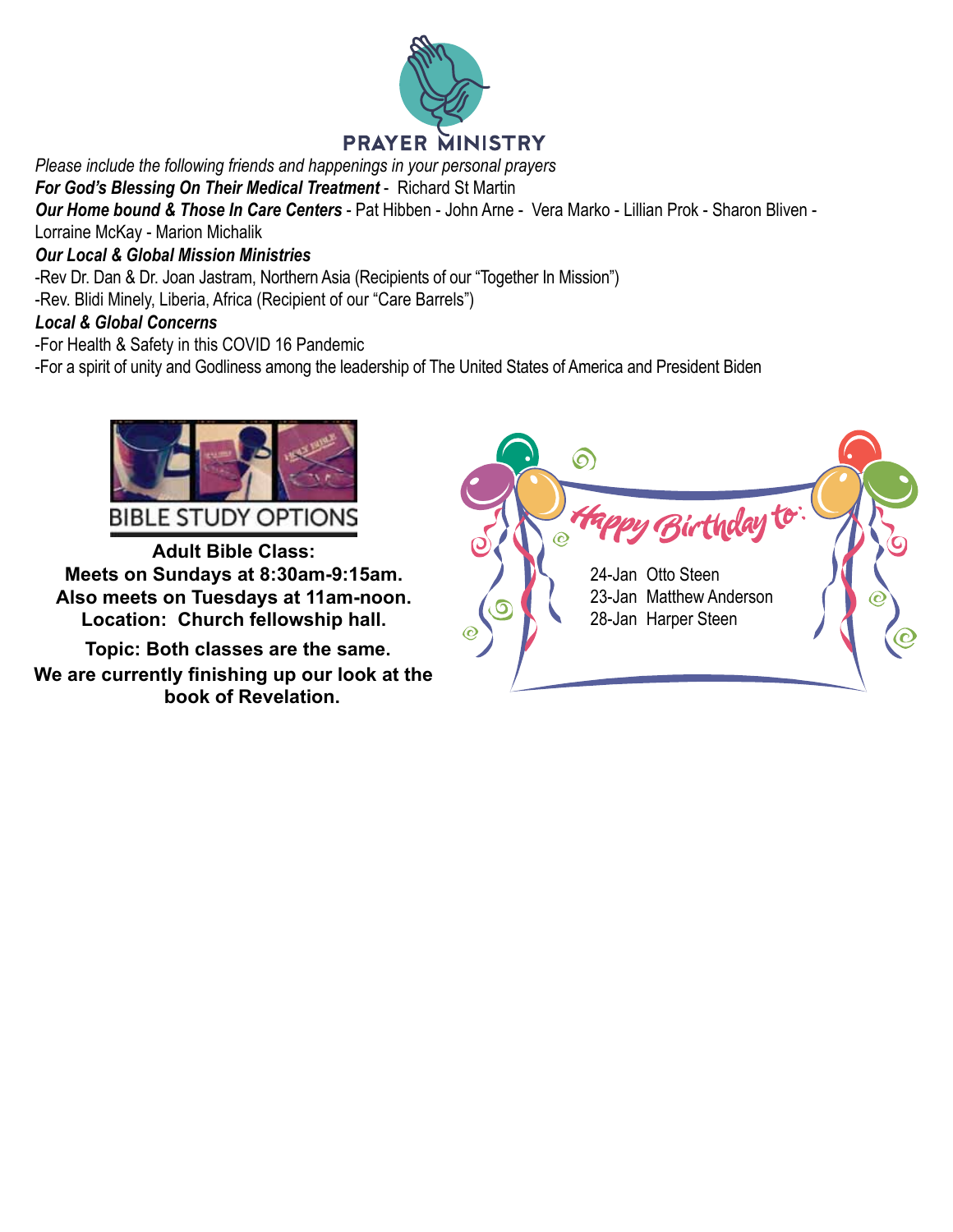## PRAYER MINISTRY

*Please include the following friends and happenings in your personal prayers*

***For God's Blessing On Their Medical Treatment*** - Richard St Martin

***Our Home bound & Those In Care Centers*** - Pat Hibben - John Arne - Vera Marko - Lillian Prok - Sharon Bliven - Lorraine McKay - Marion Michalik

***Our Local & Global Mission Ministries***

-Rev Dr. Dan & Dr. Joan Jastram, Northern Asia (Recipients of our "Together In Mission")

-Rev. Blidi Minely, Liberia, Africa (Recipient of our "Care Barrels")

***Local & Global Concerns***

-For Health & Safety in this COVID 16 Pandemic

-For a spirit of unity and Godliness among the leadership of The United States of America and President Biden

## BIBLE STUDY OPTIONS

**Adult Bible Class:**
**Meets on Sundays at 8:30am-9:15am.**
**Also meets on Tuesdays at 11am-noon.**
**Location: Church fellowship hall.**

**Topic: Both classes are the same.**
**We are currently finishing up our look at the book of Revelation.**

## Happy Birthday to:

24-Jan Otto Steen
23-Jan Matthew Anderson
28-Jan Harper Steen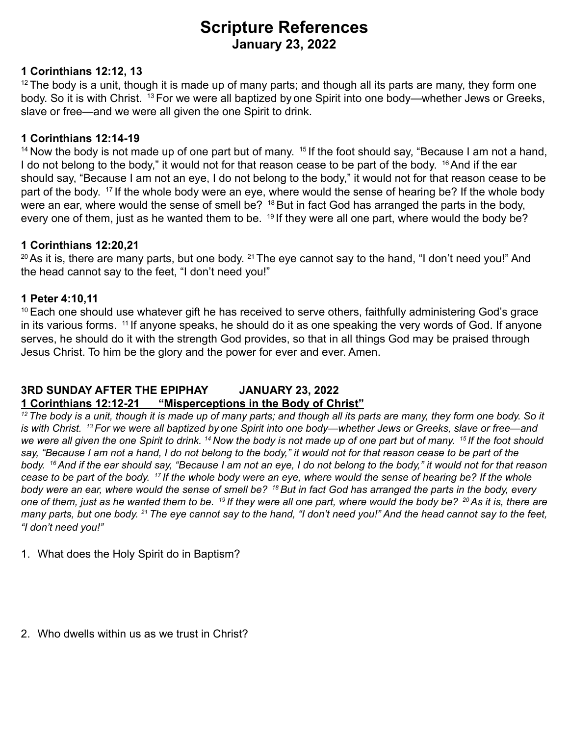# Scripture References
## January 23, 2022

**1 Corinthians 12:12, 13**

[12] The body is a unit, though it is made up of many parts; and though all its parts are many, they form one body. So it is with Christ. [13] For we were all baptized by one Spirit into one body—whether Jews or Greeks, slave or free—and we were all given the one Spirit to drink.

**1 Corinthians 12:14-19**

[14] Now the body is not made up of one part but of many. [15] If the foot should say, "Because I am not a hand, I do not belong to the body," it would not for that reason cease to be part of the body. [16] And if the ear should say, "Because I am not an eye, I do not belong to the body," it would not for that reason cease to be part of the body. [17] If the whole body were an eye, where would the sense of hearing be? If the whole body were an ear, where would the sense of smell be? [18] But in fact God has arranged the parts in the body, every one of them, just as he wanted them to be. [19] If they were all one part, where would the body be?

**1 Corinthians 12:20,21**

[20] As it is, there are many parts, but one body. [21] The eye cannot say to the hand, "I don't need you!" And the head cannot say to the feet, "I don't need you!"

**1 Peter 4:10,11**

[10] Each one should use whatever gift he has received to serve others, faithfully administering God's grace in its various forms. [11] If anyone speaks, he should do it as one speaking the very words of God. If anyone serves, he should do it with the strength God provides, so that in all things God may be praised through Jesus Christ. To him be the glory and the power for ever and ever. Amen.

**3RD SUNDAY AFTER THE EPIPHAY JANUARY 23, 2022**
**<u>1 Corinthians 12:12-21 "Misperceptions in the Body of Christ"</u>**

*[12] The body is a unit, though it is made up of many parts; and though all its parts are many, they form one body. So it is with Christ. [13] For we were all baptized by one Spirit into one body—whether Jews or Greeks, slave or free—and we were all given the one Spirit to drink. [14] Now the body is not made up of one part but of many. [15] If the foot should say, "Because I am not a hand, I do not belong to the body," it would not for that reason cease to be part of the body. [16] And if the ear should say, "Because I am not an eye, I do not belong to the body," it would not for that reason cease to be part of the body. [17] If the whole body were an eye, where would the sense of hearing be? If the whole body were an ear, where would the sense of smell be? [18] But in fact God has arranged the parts in the body, every one of them, just as he wanted them to be. [19] If they were all one part, where would the body be? [20] As it is, there are many parts, but one body. [21] The eye cannot say to the hand, "I don't need you!" And the head cannot say to the feet, "I don't need you!"*

1. What does the Holy Spirit do in Baptism?

2. Who dwells within us as we trust in Christ?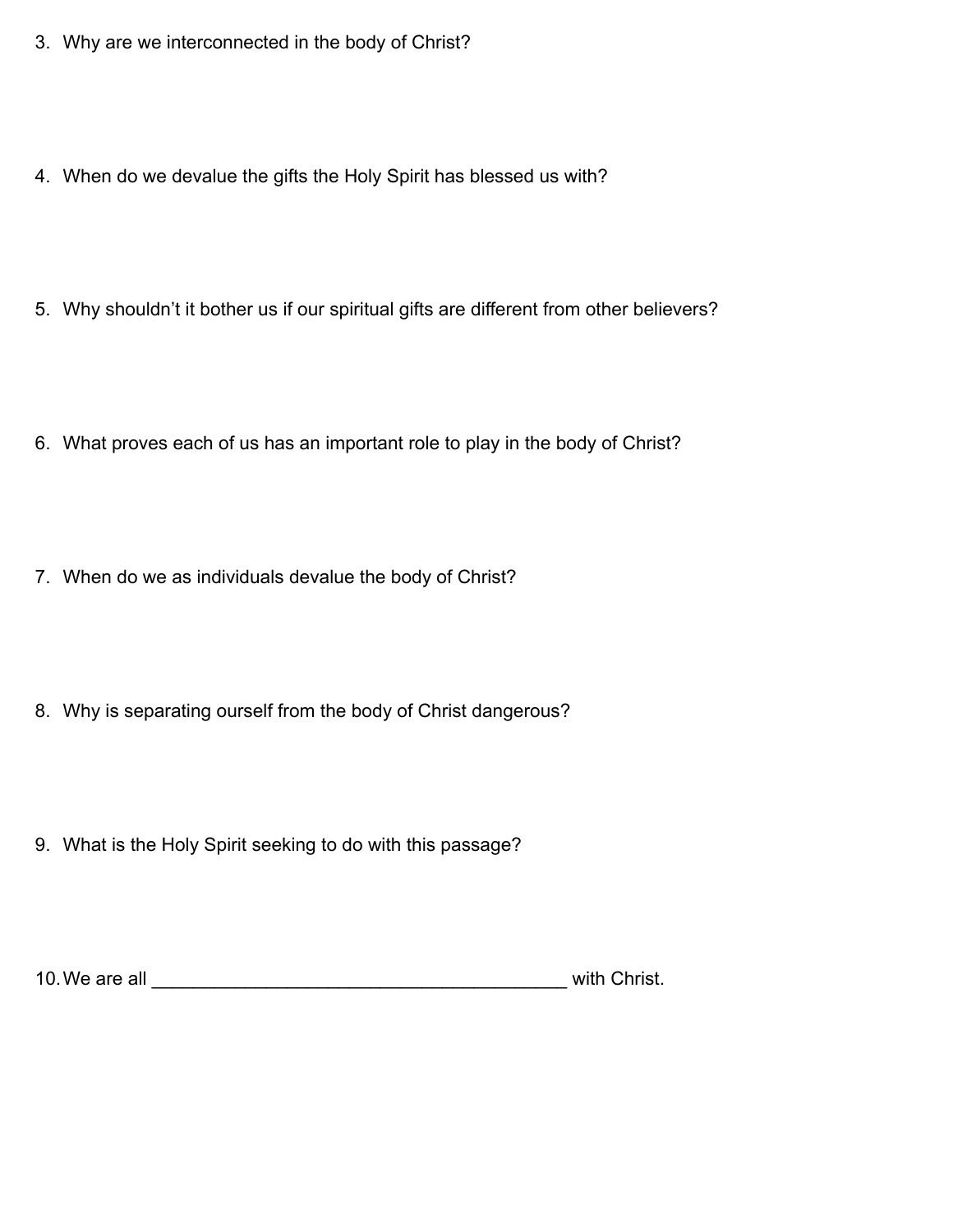3. Why are we interconnected in the body of Christ?

4. When do we devalue the gifts the Holy Spirit has blessed us with?

5. Why shouldn't it bother us if our spiritual gifts are different from other believers?

6. What proves each of us has an important role to play in the body of Christ?

7. When do we as individuals devalue the body of Christ?

8. Why is separating ourself from the body of Christ dangerous?

9. What is the Holy Spirit seeking to do with this passage?

10. We are all ________________________________________ with Christ.